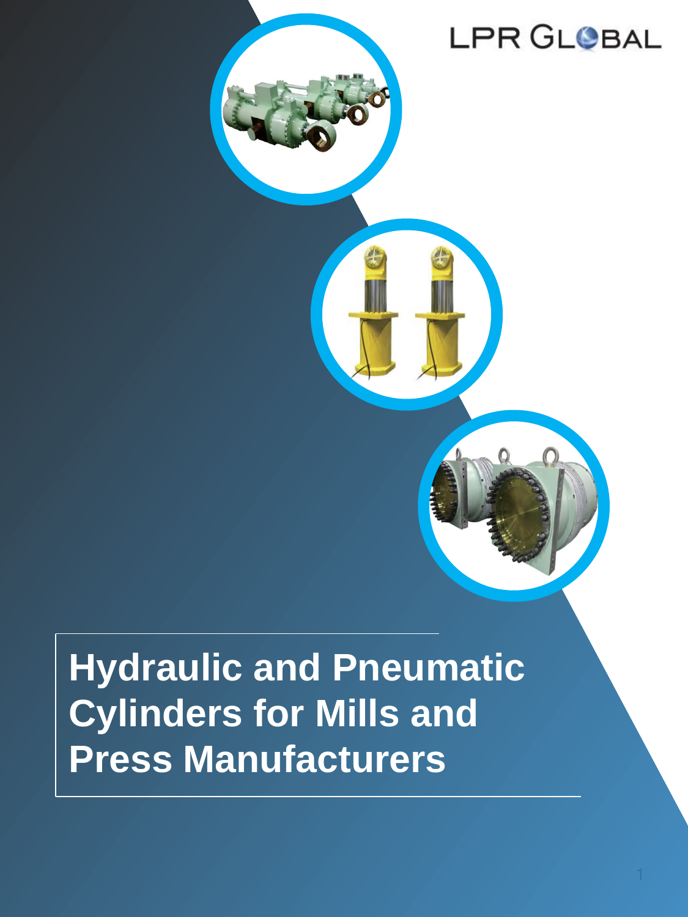LPR GLOBAL

# Hydraulic and Pneumatic Cylinders for Mills and Press Manufacturers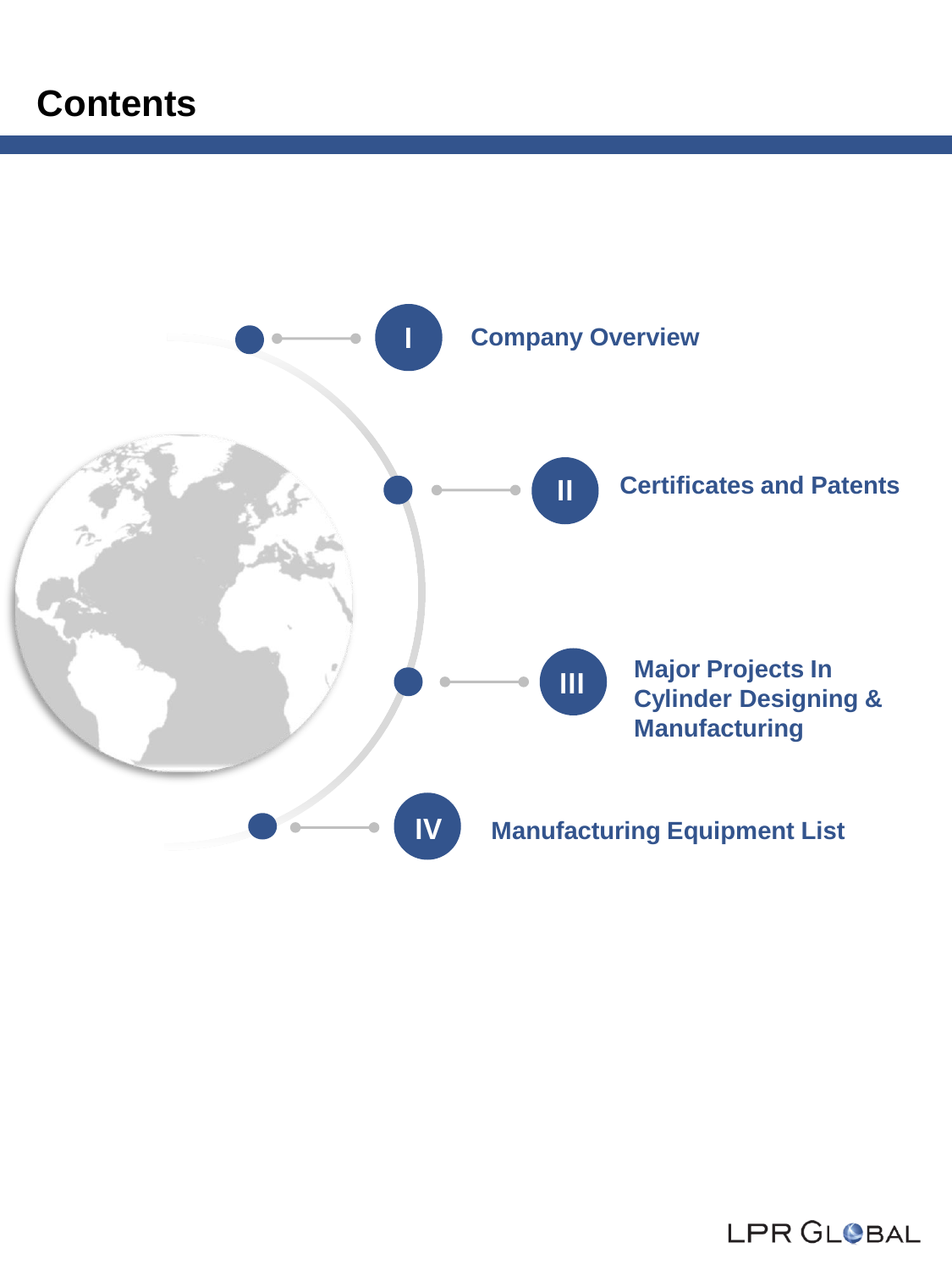# Contents

- I Company Overview
- II Certificates and Patents
- III Major Projects In Cylinder Designing & Manufacturing
- IV Manufacturing Equipment List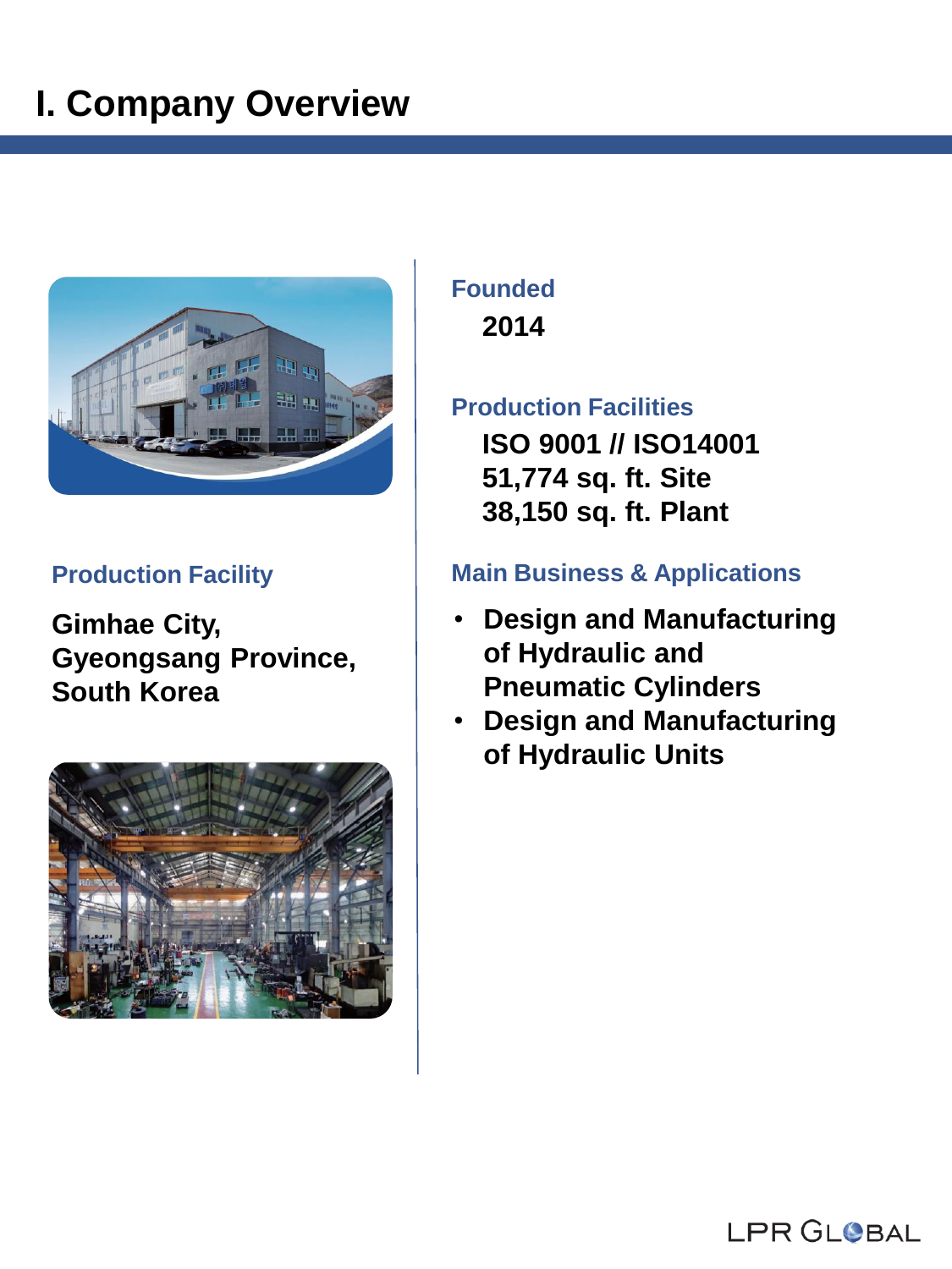# I. Company Overview

### Production Facility

**Gimhae City,**
**Gyeongsang Province,**
**South Korea**

### Founded

**2014**

### Production Facilities

**ISO 9001 // ISO14001**
**51,774 sq. ft. Site**
**38,150 sq. ft. Plant**

### Main Business & Applications

- **Design and Manufacturing of Hydraulic and Pneumatic Cylinders**
- **Design and Manufacturing of Hydraulic Units**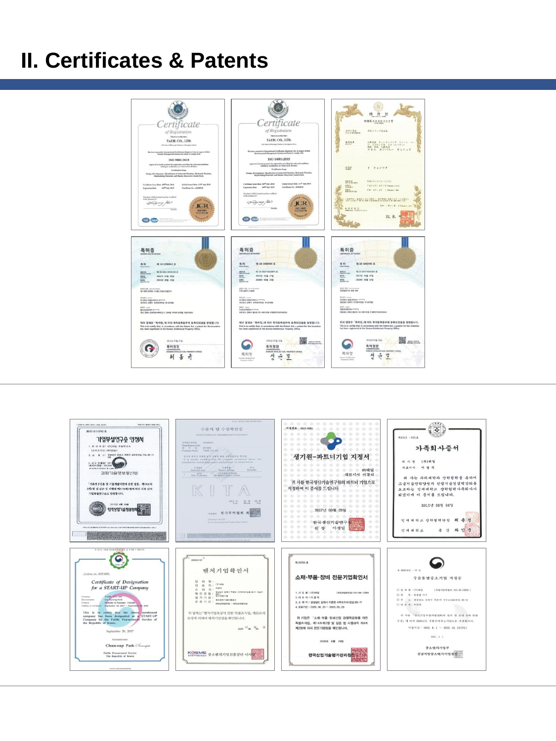# II. Certificates & Patents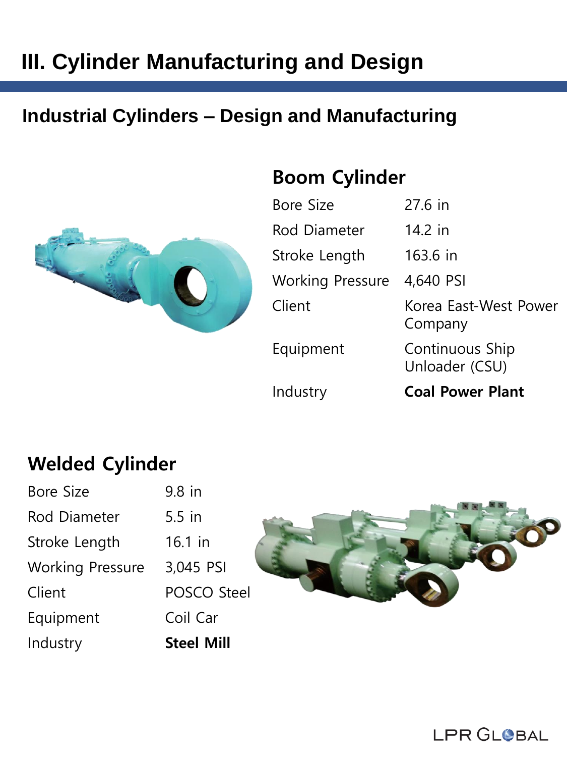# III. Cylinder Manufacturing and Design

## Industrial Cylinders – Design and Manufacturing

### Boom Cylinder

| | |
|---|---|
| Bore Size | 27.6 in |
| Rod Diameter | 14.2 in |
| Stroke Length | 163.6 in |
| Working Pressure | 4,640 PSI |
| Client | Korea East-West Power Company |
| Equipment | Continuous Ship Unloader (CSU) |
| Industry | **Coal Power Plant** |

### Welded Cylinder

| | |
|---|---|
| Bore Size | 9.8 in |
| Rod Diameter | 5.5 in |
| Stroke Length | 16.1 in |
| Working Pressure | 3,045 PSI |
| Client | POSCO Steel |
| Equipment | Coil Car |
| Industry | **Steel Mill** |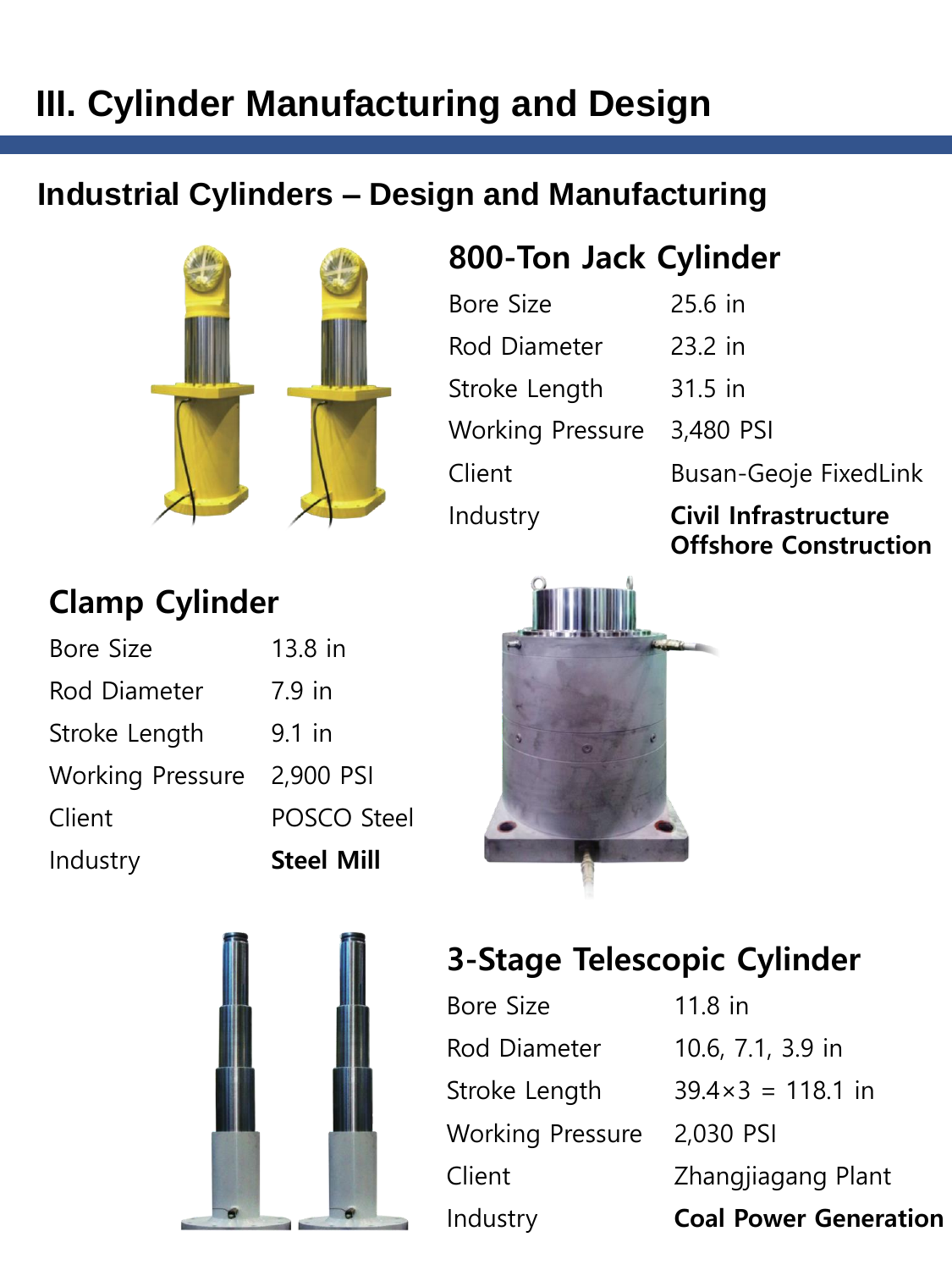# III. Cylinder Manufacturing and Design

## Industrial Cylinders – Design and Manufacturing

### 800-Ton Jack Cylinder

| | |
|---|---|
| Bore Size | 25.6 in |
| Rod Diameter | 23.2 in |
| Stroke Length | 31.5 in |
| Working Pressure | 3,480 PSI |
| Client | Busan-Geoje FixedLink |
| Industry | **Civil Infrastructure Offshore Construction** |

### Clamp Cylinder

| | |
|---|---|
| Bore Size | 13.8 in |
| Rod Diameter | 7.9 in |
| Stroke Length | 9.1 in |
| Working Pressure | 2,900 PSI |
| Client | POSCO Steel |
| Industry | **Steel Mill** |

### 3-Stage Telescopic Cylinder

| | |
|---|---|
| Bore Size | 11.8 in |
| Rod Diameter | 10.6, 7.1, 3.9 in |
| Stroke Length | 39.4×3 = 118.1 in |
| Working Pressure | 2,030 PSI |
| Client | Zhangjiagang Plant |
| Industry | **Coal Power Generation** |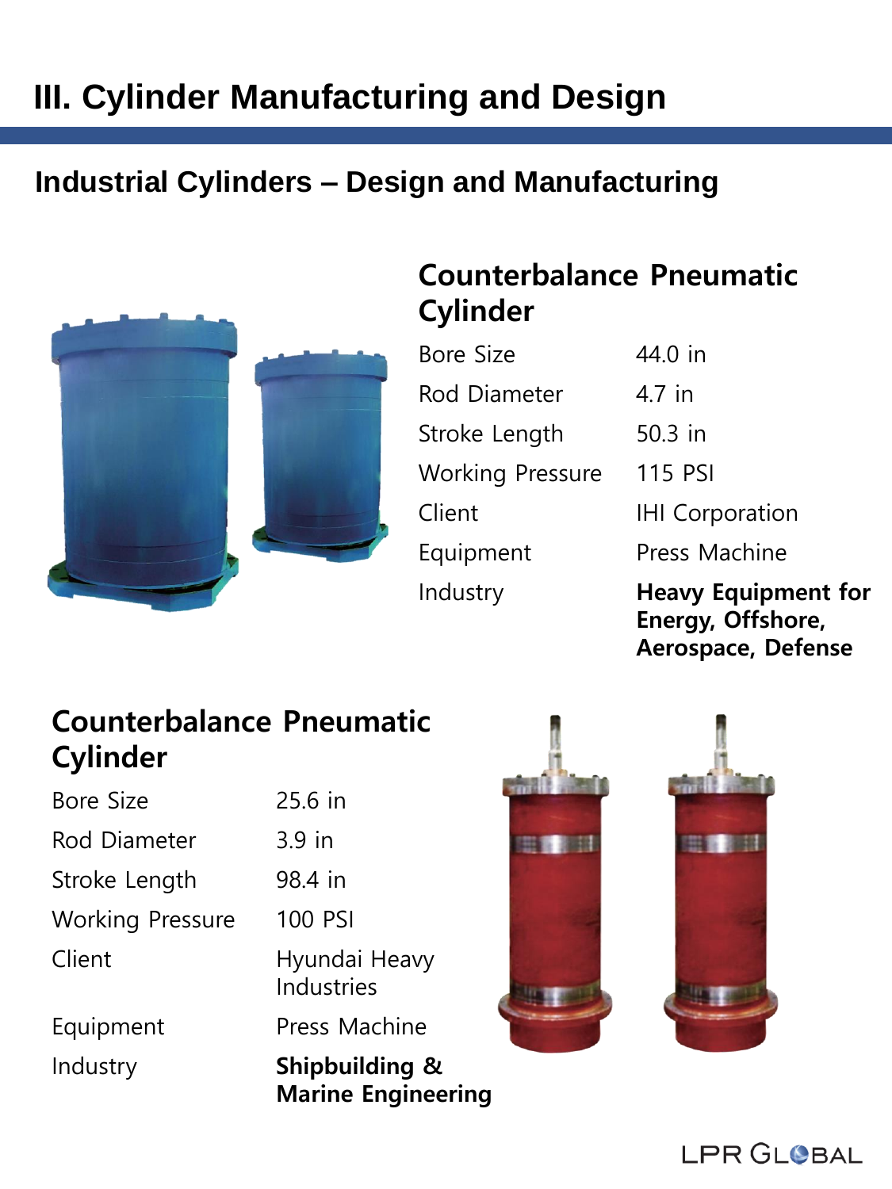# III. Cylinder Manufacturing and Design

## Industrial Cylinders – Design and Manufacturing

### Counterbalance Pneumatic Cylinder

| | |
|---|---|
| Bore Size | 44.0 in |
| Rod Diameter | 4.7 in |
| Stroke Length | 50.3 in |
| Working Pressure | 115 PSI |
| Client | IHI Corporation |
| Equipment | Press Machine |
| Industry | **Heavy Equipment for Energy, Offshore, Aerospace, Defense** |

### Counterbalance Pneumatic Cylinder

| | |
|---|---|
| Bore Size | 25.6 in |
| Rod Diameter | 3.9 in |
| Stroke Length | 98.4 in |
| Working Pressure | 100 PSI |
| Client | Hyundai Heavy Industries |
| Equipment | Press Machine |
| Industry | **Shipbuilding & Marine Engineering** |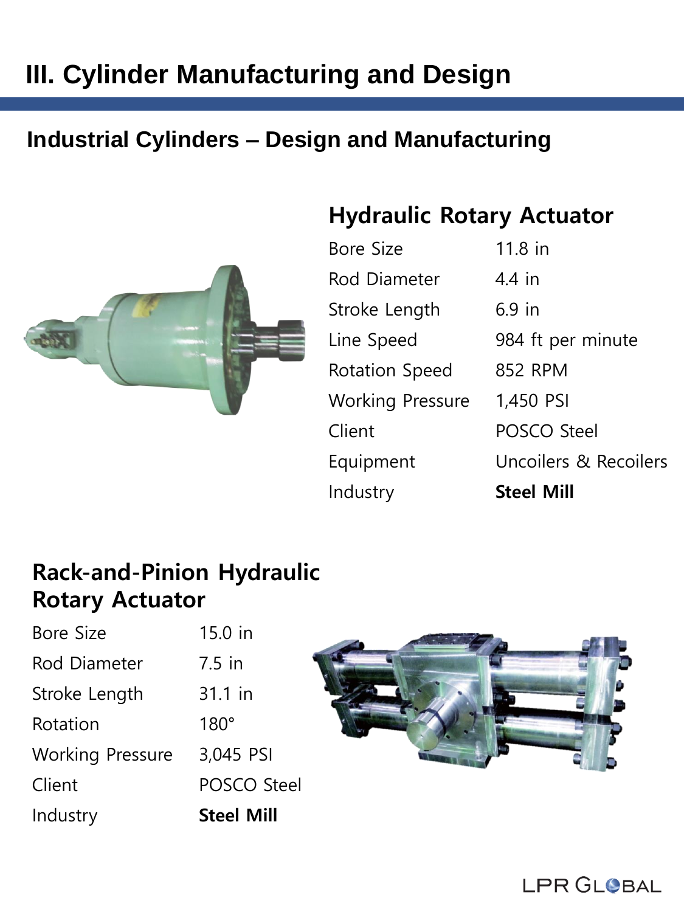# III. Cylinder Manufacturing and Design

## Industrial Cylinders – Design and Manufacturing

### Hydraulic Rotary Actuator

| | |
|---|---|
| Bore Size | 11.8 in |
| Rod Diameter | 4.4 in |
| Stroke Length | 6.9 in |
| Line Speed | 984 ft per minute |
| Rotation Speed | 852 RPM |
| Working Pressure | 1,450 PSI |
| Client | POSCO Steel |
| Equipment | Uncoilers & Recoilers |
| Industry | **Steel Mill** |

### Rack-and-Pinion Hydraulic Rotary Actuator

| | |
|---|---|
| Bore Size | 15.0 in |
| Rod Diameter | 7.5 in |
| Stroke Length | 31.1 in |
| Rotation | 180° |
| Working Pressure | 3,045 PSI |
| Client | POSCO Steel |
| Industry | **Steel Mill** |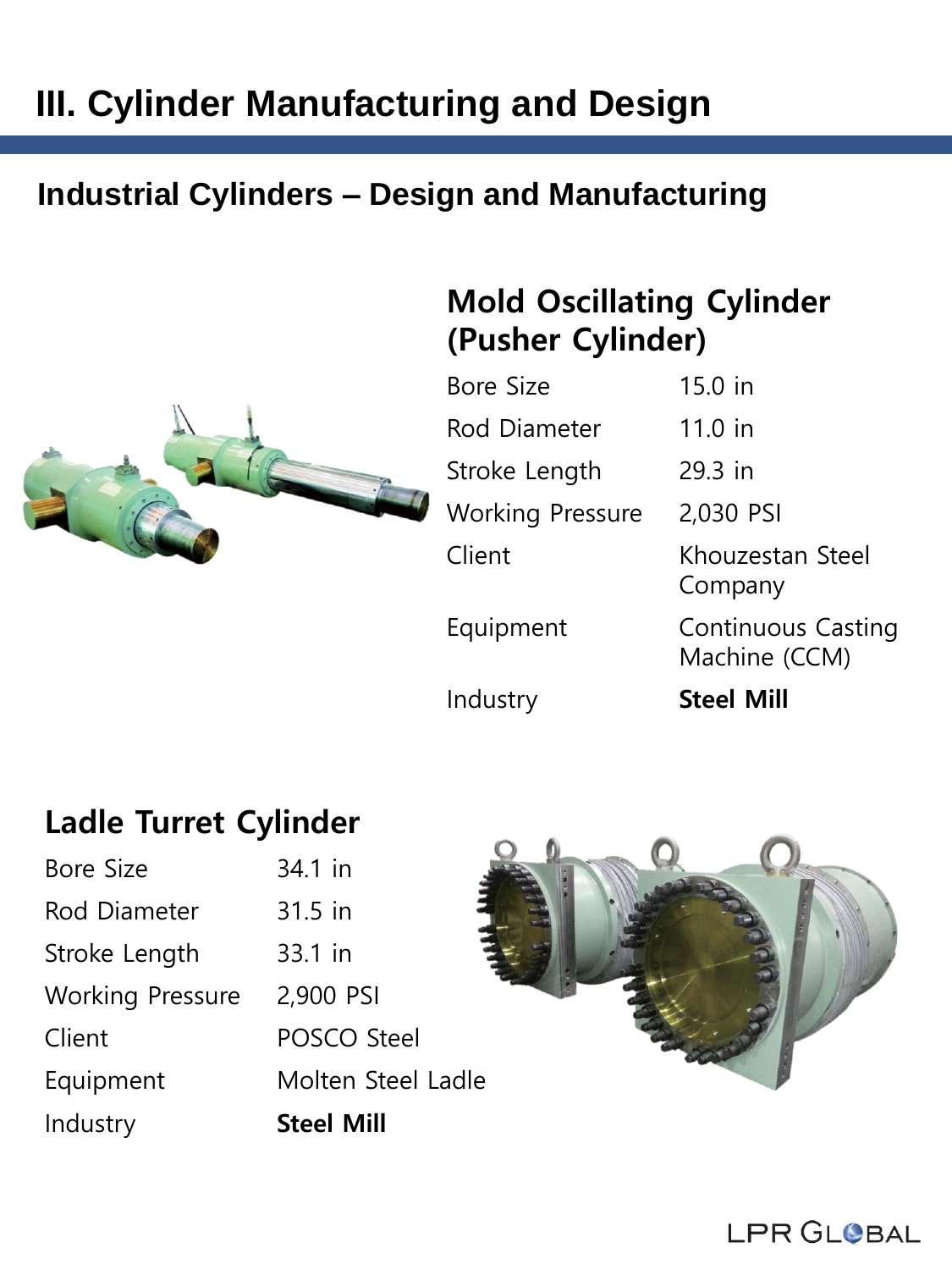# III. Cylinder Manufacturing and Design

## Industrial Cylinders – Design and Manufacturing

### Mold Oscillating Cylinder (Pusher Cylinder)

| | |
|---|---|
| Bore Size | 15.0 in |
| Rod Diameter | 11.0 in |
| Stroke Length | 29.3 in |
| Working Pressure | 2,030 PSI |
| Client | Khouzestan Steel Company |
| Equipment | Continuous Casting Machine (CCM) |
| Industry | **Steel Mill** |

### Ladle Turret Cylinder

| | |
|---|---|
| Bore Size | 34.1 in |
| Rod Diameter | 31.5 in |
| Stroke Length | 33.1 in |
| Working Pressure | 2,900 PSI |
| Client | POSCO Steel |
| Equipment | Molten Steel Ladle |
| Industry | **Steel Mill** |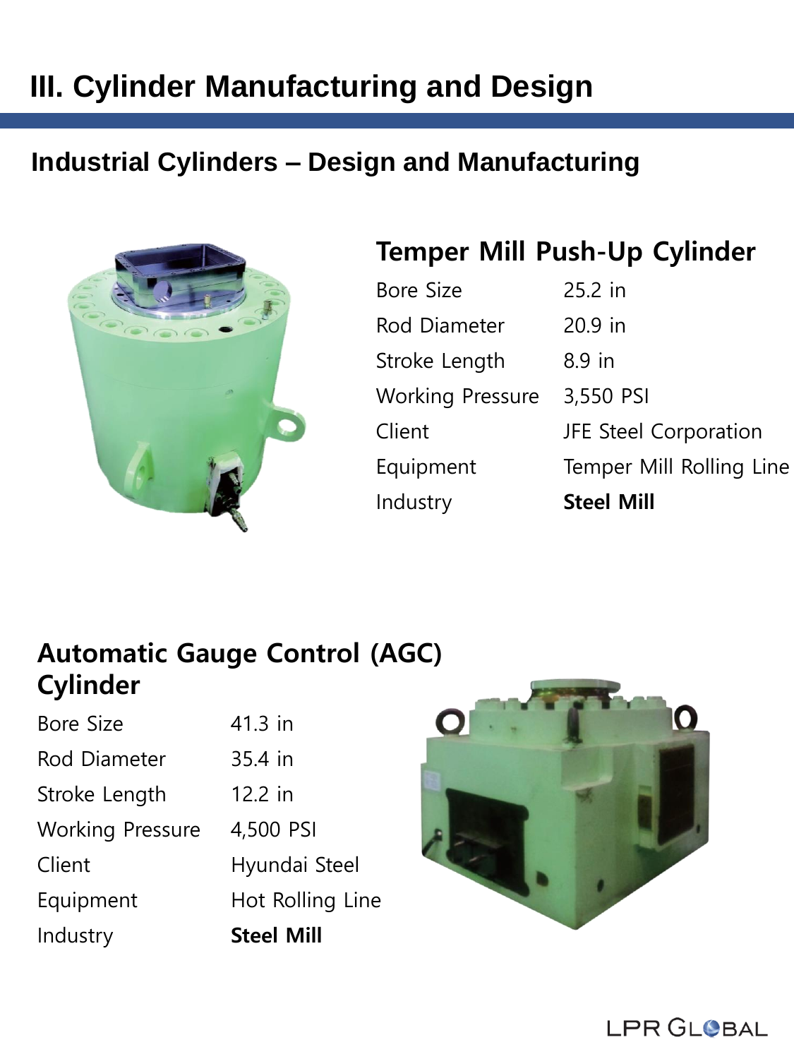# III. Cylinder Manufacturing and Design

## Industrial Cylinders – Design and Manufacturing

### Temper Mill Push-Up Cylinder

| | |
|---|---|
| Bore Size | 25.2 in |
| Rod Diameter | 20.9 in |
| Stroke Length | 8.9 in |
| Working Pressure | 3,550 PSI |
| Client | JFE Steel Corporation |
| Equipment | Temper Mill Rolling Line |
| Industry | **Steel Mill** |

### Automatic Gauge Control (AGC) Cylinder

| | |
|---|---|
| Bore Size | 41.3 in |
| Rod Diameter | 35.4 in |
| Stroke Length | 12.2 in |
| Working Pressure | 4,500 PSI |
| Client | Hyundai Steel |
| Equipment | Hot Rolling Line |
| Industry | **Steel Mill** |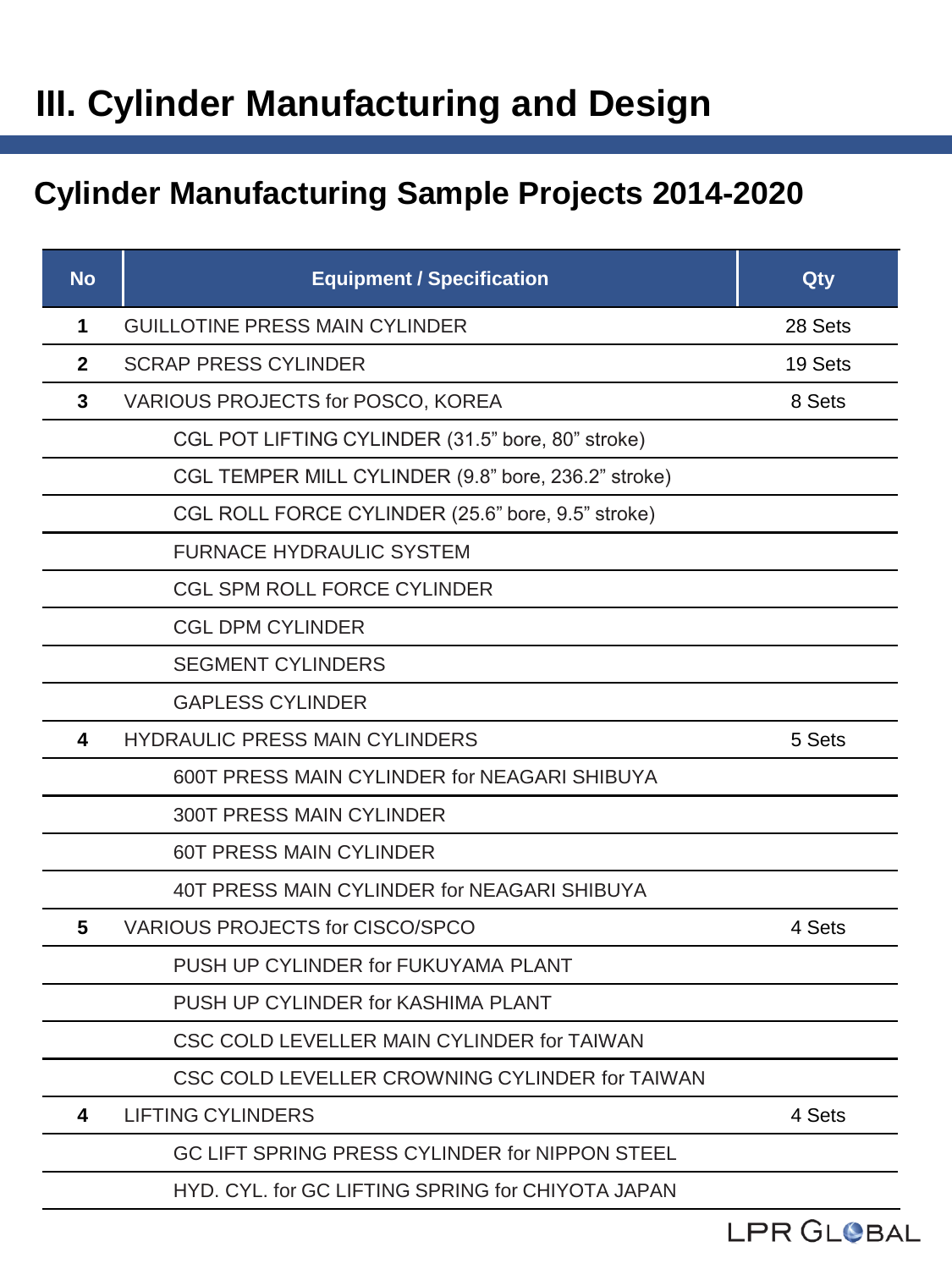# III. Cylinder Manufacturing and Design

## Cylinder Manufacturing Sample Projects 2014-2020

| No | Equipment / Specification | Qty |
|---|---|---|
| 1 | GUILLOTINE PRESS MAIN CYLINDER | 28 Sets |
| 2 | SCRAP PRESS CYLINDER | 19 Sets |
| 3 | VARIOUS PROJECTS for POSCO, KOREA | 8 Sets |
| | CGL POT LIFTING CYLINDER (31.5” bore, 80” stroke) | |
| | CGL TEMPER MILL CYLINDER (9.8” bore, 236.2” stroke) | |
| | CGL ROLL FORCE CYLINDER (25.6” bore, 9.5” stroke) | |
| | FURNACE HYDRAULIC SYSTEM | |
| | CGL SPM ROLL FORCE CYLINDER | |
| | CGL DPM CYLINDER | |
| | SEGMENT CYLINDERS | |
| | GAPLESS CYLINDER | |
| 4 | HYDRAULIC PRESS MAIN CYLINDERS | 5 Sets |
| | 600T PRESS MAIN CYLINDER for NEAGARI SHIBUYA | |
| | 300T PRESS MAIN CYLINDER | |
| | 60T PRESS MAIN CYLINDER | |
| | 40T PRESS MAIN CYLINDER for NEAGARI SHIBUYA | |
| 5 | VARIOUS PROJECTS for CISCO/SPCO | 4 Sets |
| | PUSH UP CYLINDER for FUKUYAMA PLANT | |
| | PUSH UP CYLINDER for KASHIMA PLANT | |
| | CSC COLD LEVELLER MAIN CYLINDER for TAIWAN | |
| | CSC COLD LEVELLER CROWNING CYLINDER for TAIWAN | |
| 4 | LIFTING CYLINDERS | 4 Sets |
| | GC LIFT SPRING PRESS CYLINDER for NIPPON STEEL | |
| | HYD. CYL. for GC LIFTING SPRING for CHIYOTA JAPAN | |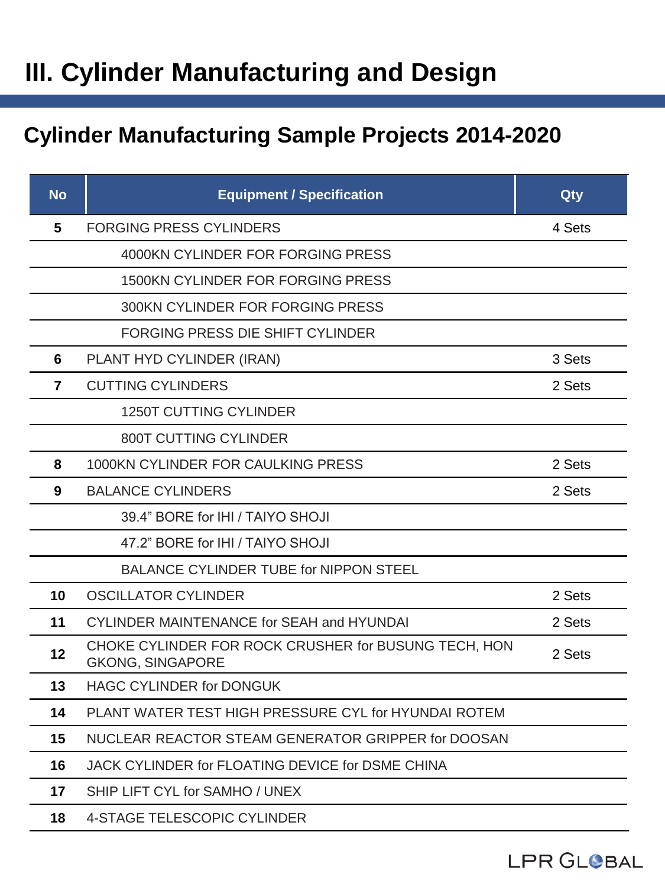# III. Cylinder Manufacturing and Design

## Cylinder Manufacturing Sample Projects 2014-2020

| No | Equipment / Specification | Qty |
|---|---|---|
| 5 | FORGING PRESS CYLINDERS | 4 Sets |
| | 4000KN CYLINDER FOR FORGING PRESS | |
| | 1500KN CYLINDER FOR FORGING PRESS | |
| | 300KN CYLINDER FOR FORGING PRESS | |
| | FORGING PRESS DIE SHIFT CYLINDER | |
| 6 | PLANT HYD CYLINDER (IRAN) | 3 Sets |
| 7 | CUTTING CYLINDERS | 2 Sets |
| | 1250T CUTTING CYLINDER | |
| | 800T CUTTING CYLINDER | |
| 8 | 1000KN CYLINDER FOR CAULKING PRESS | 2 Sets |
| 9 | BALANCE CYLINDERS | 2 Sets |
| | 39.4” BORE for IHI / TAIYO SHOJI | |
| | 47.2” BORE for IHI / TAIYO SHOJI | |
| | BALANCE CYLINDER TUBE for NIPPON STEEL | |
| 10 | OSCILLATOR CYLINDER | 2 Sets |
| 11 | CYLINDER MAINTENANCE for SEAH and HYUNDAI | 2 Sets |
| 12 | CHOKE CYLINDER FOR ROCK CRUSHER for BUSUNG TECH, HONGKONG, SINGAPORE | 2 Sets |
| 13 | HAGC CYLINDER for DONGUK | |
| 14 | PLANT WATER TEST HIGH PRESSURE CYL for HYUNDAI ROTEM | |
| 15 | NUCLEAR REACTOR STEAM GENERATOR GRIPPER for DOOSAN | |
| 16 | JACK CYLINDER for FLOATING DEVICE for DSME CHINA | |
| 17 | SHIP LIFT CYL for SAMHO / UNEX | |
| 18 | 4-STAGE TELESCOPIC CYLINDER | |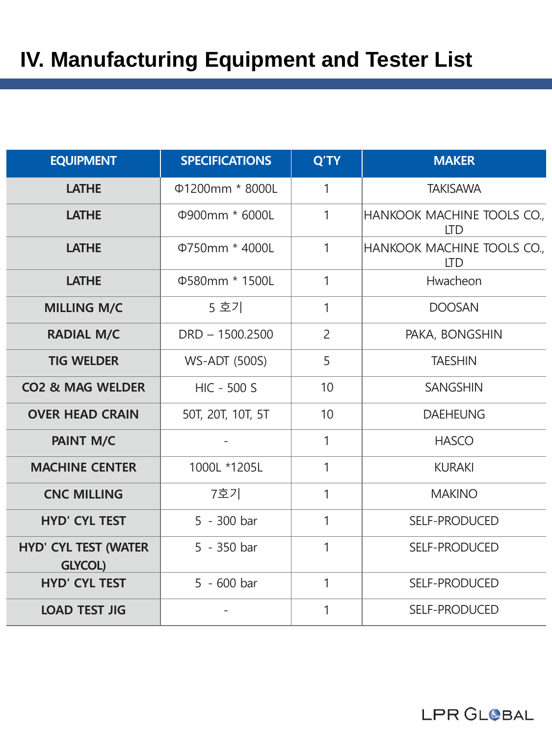# IV. Manufacturing Equipment and Tester List

| EQUIPMENT | SPECIFICATIONS | Q'TY | MAKER |
|---|---|---|---|
| LATHE | Φ1200mm * 8000L | 1 | TAKISAWA |
| LATHE | Φ900mm * 6000L | 1 | HANKOOK MACHINE TOOLS CO., LTD |
| LATHE | Φ750mm * 4000L | 1 | HANKOOK MACHINE TOOLS CO., LTD |
| LATHE | Φ580mm * 1500L | 1 | Hwacheon |
| MILLING M/C | 5 호기 | 1 | DOOSAN |
| RADIAL M/C | DRD – 1500.2500 | 2 | PAKA, BONGSHIN |
| TIG WELDER | WS-ADT (500S) | 5 | TAESHIN |
| CO2 & MAG WELDER | HIC - 500 S | 10 | SANGSHIN |
| OVER HEAD CRAIN | 50T, 20T, 10T, 5T | 10 | DAEHEUNG |
| PAINT M/C | - | 1 | HASCO |
| MACHINE CENTER | 1000L *1205L | 1 | KURAKI |
| CNC MILLING | 7호기 | 1 | MAKINO |
| HYD' CYL TEST | 5 - 300 bar | 1 | SELF-PRODUCED |
| HYD' CYL TEST (WATER GLYCOL) | 5 - 350 bar | 1 | SELF-PRODUCED |
| HYD' CYL TEST | 5 - 600 bar | 1 | SELF-PRODUCED |
| LOAD TEST JIG | - | 1 | SELF-PRODUCED |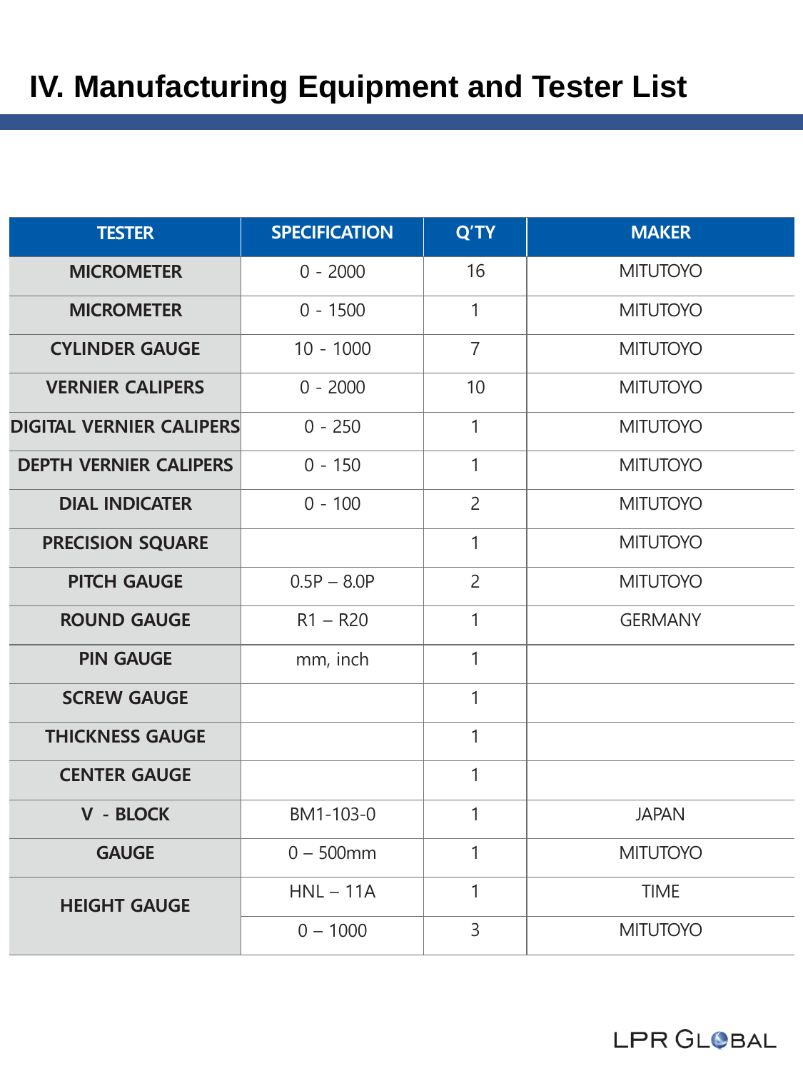# IV. Manufacturing Equipment and Tester List

| TESTER | SPECIFICATION | Q'TY | MAKER |
|---|---|---|---|
| MICROMETER | 0 - 2000 | 16 | MITUTOYO |
| MICROMETER | 0 - 1500 | 1 | MITUTOYO |
| CYLINDER GAUGE | 10 - 1000 | 7 | MITUTOYO |
| VERNIER CALIPERS | 0 - 2000 | 10 | MITUTOYO |
| DIGITAL VERNIER CALIPERS | 0 - 250 | 1 | MITUTOYO |
| DEPTH VERNIER CALIPERS | 0 - 150 | 1 | MITUTOYO |
| DIAL INDICATER | 0 - 100 | 2 | MITUTOYO |
| PRECISION SQUARE | | 1 | MITUTOYO |
| PITCH GAUGE | 0.5P – 8.0P | 2 | MITUTOYO |
| ROUND GAUGE | R1 – R20 | 1 | GERMANY |
| PIN GAUGE | mm, inch | 1 | |
| SCREW GAUGE | | 1 | |
| THICKNESS GAUGE | | 1 | |
| CENTER GAUGE | | 1 | |
| V - BLOCK | BM1-103-0 | 1 | JAPAN |
| GAUGE | 0 – 500mm | 1 | MITUTOYO |
| HEIGHT GAUGE | HNL – 11A | 1 | TIME |
| | 0 – 1000 | 3 | MITUTOYO |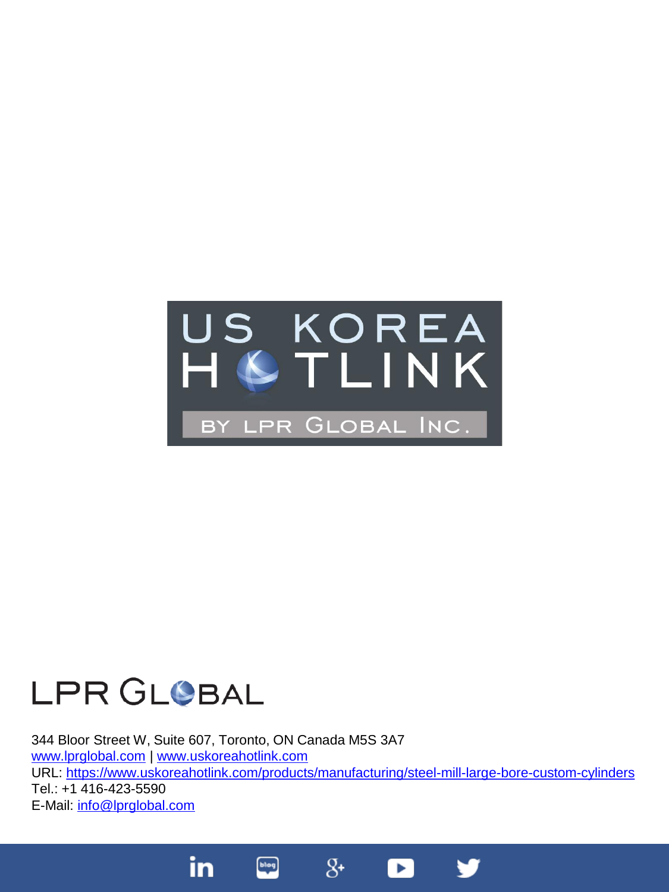US KOREA HOTLINK

BY LPR GLOBAL INC.

LPR GLOBAL

344 Bloor Street W, Suite 607, Toronto, ON Canada M5S 3A7
www.lprglobal.com | www.uskoreahotlink.com
URL: https://www.uskoreahotlink.com/products/manufacturing/steel-mill-large-bore-custom-cylinders
Tel.: +1 416-423-5590
E-Mail: info@lprglobal.com